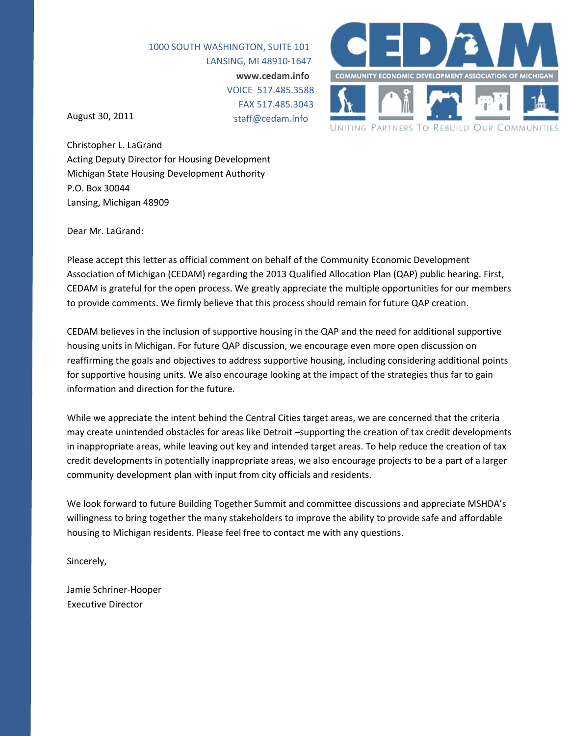1000 SOUTH WASHINGTON, SUITE 101
LANSING, MI 48910-1647
**www.cedam.info**
VOICE 517.485.3588
FAX 517.485.3043
staff@cedam.info

CEDAM
COMMUNITY ECONOMIC DEVELOPMENT ASSOCIATION OF MICHIGAN
UNITING PARTNERS TO REBUILD OUR COMMUNITIES

August 30, 2011

Christopher L. LaGrand
Acting Deputy Director for Housing Development
Michigan State Housing Development Authority
P.O. Box 30044
Lansing, Michigan 48909

Dear Mr. LaGrand:

Please accept this letter as official comment on behalf of the Community Economic Development Association of Michigan (CEDAM) regarding the 2013 Qualified Allocation Plan (QAP) public hearing. First, CEDAM is grateful for the open process. We greatly appreciate the multiple opportunities for our members to provide comments. We firmly believe that this process should remain for future QAP creation.

CEDAM believes in the inclusion of supportive housing in the QAP and the need for additional supportive housing units in Michigan. For future QAP discussion, we encourage even more open discussion on reaffirming the goals and objectives to address supportive housing, including considering additional points for supportive housing units. We also encourage looking at the impact of the strategies thus far to gain information and direction for the future.

While we appreciate the intent behind the Central Cities target areas, we are concerned that the criteria may create unintended obstacles for areas like Detroit –supporting the creation of tax credit developments in inappropriate areas, while leaving out key and intended target areas. To help reduce the creation of tax credit developments in potentially inappropriate areas, we also encourage projects to be a part of a larger community development plan with input from city officials and residents.

We look forward to future Building Together Summit and committee discussions and appreciate MSHDA's willingness to bring together the many stakeholders to improve the ability to provide safe and affordable housing to Michigan residents. Please feel free to contact me with any questions.

Sincerely,

Jamie Schriner-Hooper
Executive Director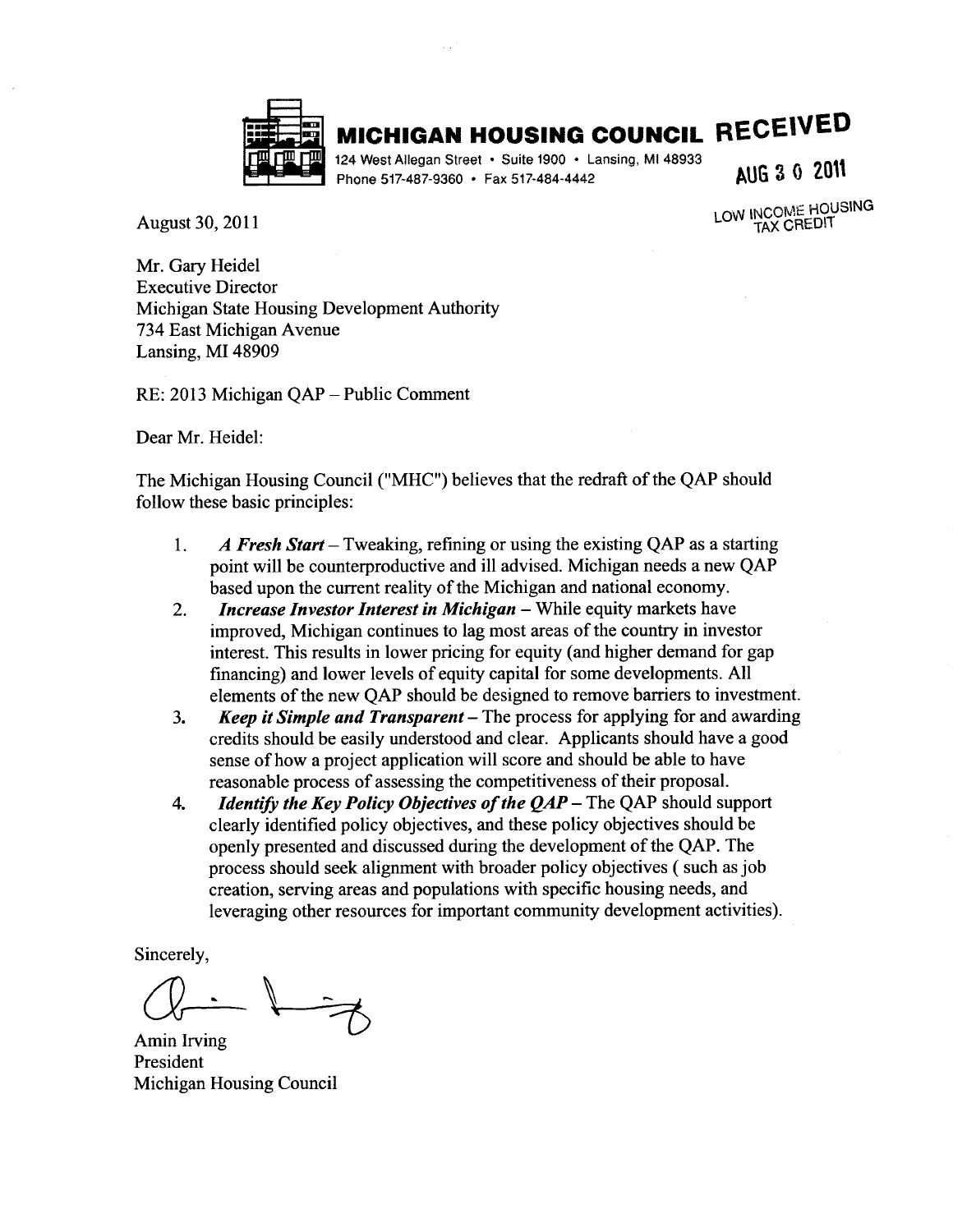**MICHIGAN HOUSING COUNCIL**

124 West Allegan Street • Suite 1900 • Lansing, MI 48933
Phone 517-487-9360 • Fax 517-484-4442

RECEIVED
AUG 30 2011
LOW INCOME HOUSING TAX CREDIT

August 30, 2011

Mr. Gary Heidel
Executive Director
Michigan State Housing Development Authority
734 East Michigan Avenue
Lansing, MI 48909

RE: 2013 Michigan QAP – Public Comment

Dear Mr. Heidel:

The Michigan Housing Council ("MHC") believes that the redraft of the QAP should follow these basic principles:

1. ***A Fresh Start*** – Tweaking, refining or using the existing QAP as a starting point will be counterproductive and ill advised. Michigan needs a new QAP based upon the current reality of the Michigan and national economy.
2. ***Increase Investor Interest in Michigan*** – While equity markets have improved, Michigan continues to lag most areas of the country in investor interest. This results in lower pricing for equity (and higher demand for gap financing) and lower levels of equity capital for some developments. All elements of the new QAP should be designed to remove barriers to investment.
3. ***Keep it Simple and Transparent*** – The process for applying for and awarding credits should be easily understood and clear. Applicants should have a good sense of how a project application will score and should be able to have reasonable process of assessing the competitiveness of their proposal.
4. ***Identify the Key Policy Objectives of the QAP*** – The QAP should support clearly identified policy objectives, and these policy objectives should be openly presented and discussed during the development of the QAP. The process should seek alignment with broader policy objectives ( such as job creation, serving areas and populations with specific housing needs, and leveraging other resources for important community development activities).

Sincerely,

Amin Irving
President
Michigan Housing Council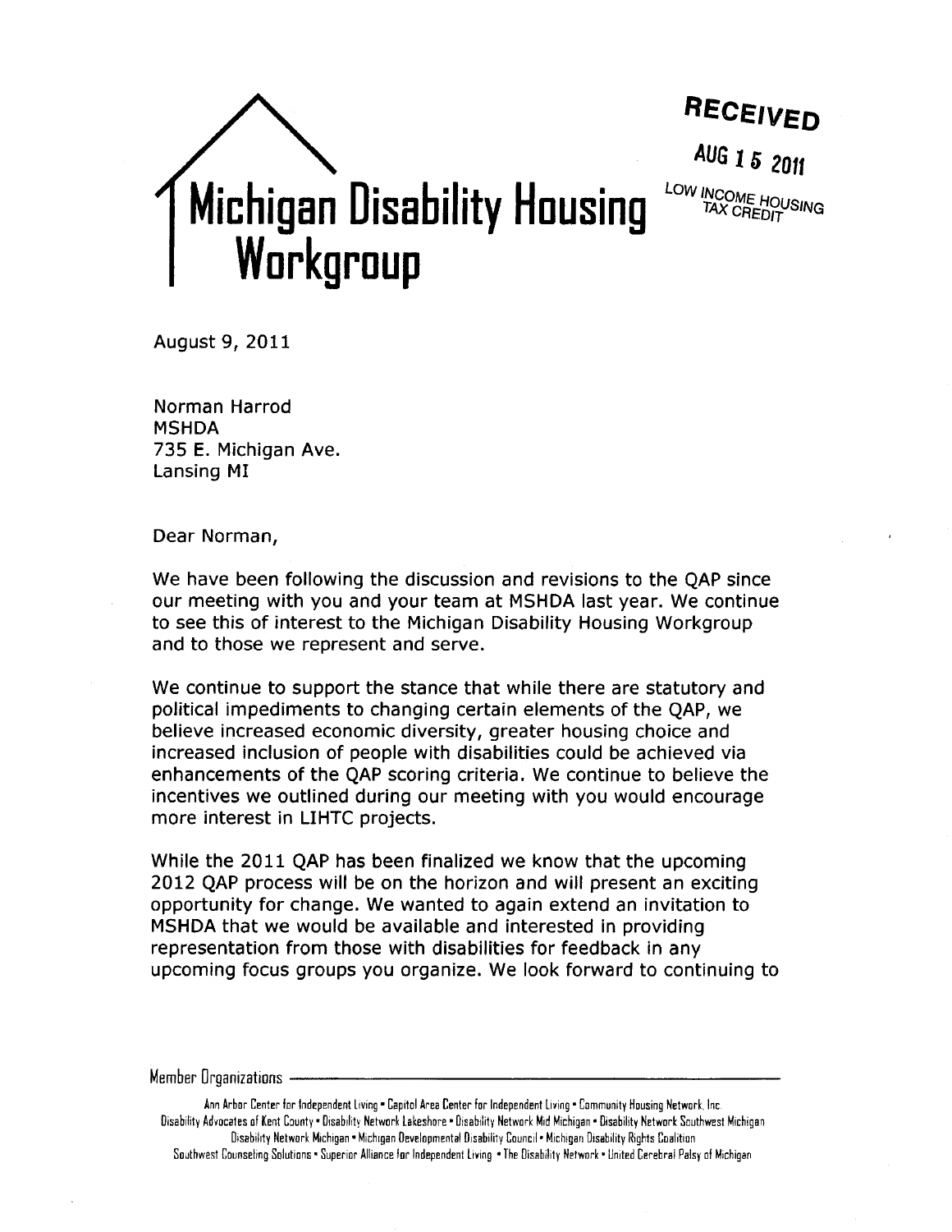# Michigan Disability Housing Workgroup

**RECEIVED**

**AUG 15 2011**

LOW INCOME HOUSING TAX CREDIT

August 9, 2011

Norman Harrod
MSHDA
735 E. Michigan Ave.
Lansing MI

Dear Norman,

We have been following the discussion and revisions to the QAP since our meeting with you and your team at MSHDA last year. We continue to see this of interest to the Michigan Disability Housing Workgroup and to those we represent and serve.

We continue to support the stance that while there are statutory and political impediments to changing certain elements of the QAP, we believe increased economic diversity, greater housing choice and increased inclusion of people with disabilities could be achieved via enhancements of the QAP scoring criteria. We continue to believe the incentives we outlined during our meeting with you would encourage more interest in LIHTC projects.

While the 2011 QAP has been finalized we know that the upcoming 2012 QAP process will be on the horizon and will present an exciting opportunity for change. We wanted to again extend an invitation to MSHDA that we would be available and interested in providing representation from those with disabilities for feedback in any upcoming focus groups you organize. We look forward to continuing to

Member Organizations

Ann Arbor Center for Independent Living • Capitol Area Center for Independent Living • Community Housing Network, Inc.
Disability Advocates of Kent County • Disability Network Lakeshore • Disability Network Mid Michigan • Disability Network Southwest Michigan
Disability Network Michigan • Michigan Developmental Disability Council • Michigan Disability Rights Coalition
Southwest Counseling Solutions • Superior Alliance for Independent Living • The Disability Network • United Cerebral Palsy of Michigan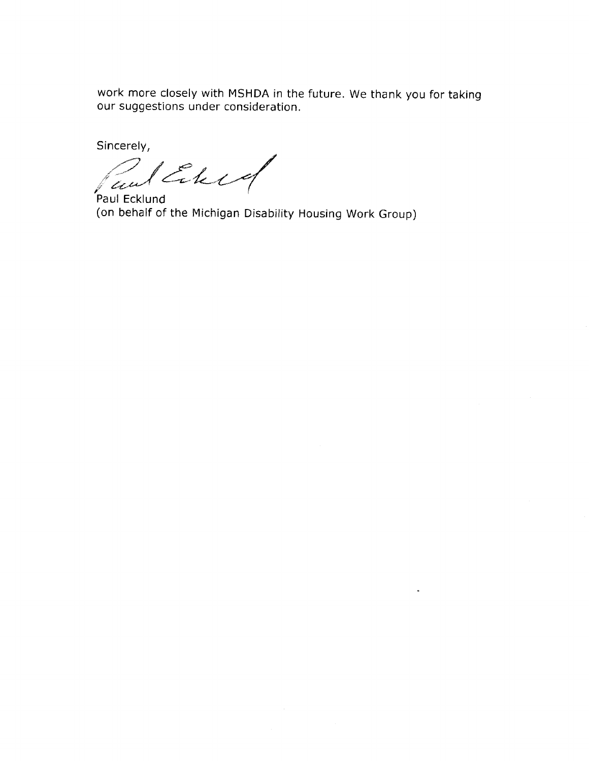work more closely with MSHDA in the future. We thank you for taking our suggestions under consideration.

Sincerely,

Paul Ecklund
(on behalf of the Michigan Disability Housing Work Group)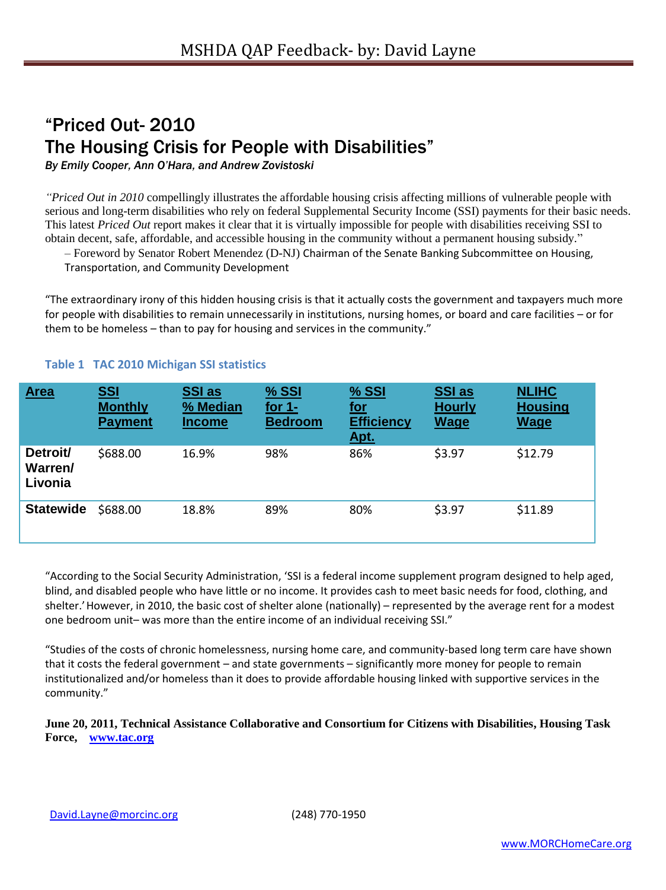# "Priced Out- 2010
# The Housing Crisis for People with Disabilities"

***By Emily Cooper, Ann O'Hara, and Andrew Zovistoski***

"*Priced Out in 2010* compellingly illustrates the affordable housing crisis affecting millions of vulnerable people with serious and long-term disabilities who rely on federal Supplemental Security Income (SSI) payments for their basic needs. This latest *Priced Out* report makes it clear that it is virtually impossible for people with disabilities receiving SSI to obtain decent, safe, affordable, and accessible housing in the community without a permanent housing subsidy."
– Foreword by Senator Robert Menendez (D-NJ) Chairman of the Senate Banking Subcommittee on Housing, Transportation, and Community Development

"The extraordinary irony of this hidden housing crisis is that it actually costs the government and taxpayers much more for people with disabilities to remain unnecessarily in institutions, nursing homes, or board and care facilities – or for them to be homeless – than to pay for housing and services in the community."

**Table 1 TAC 2010 Michigan SSI statistics**

| Area | SSI Monthly Payment | SSI as % Median Income | % SSI for 1-Bedroom | % SSI for Efficiency Apt. | SSI as Hourly Wage | NLIHC Housing Wage |
|---|---|---|---|---|---|---|
| **Detroit/ Warren/ Livonia** | $688.00 | 16.9% | 98% | 86% | $3.97 | $12.79 |
| **Statewide** | $688.00 | 18.8% | 89% | 80% | $3.97 | $11.89 |

"According to the Social Security Administration, 'SSI is a federal income supplement program designed to help aged, blind, and disabled people who have little or no income. It provides cash to meet basic needs for food, clothing, and shelter.' However, in 2010, the basic cost of shelter alone (nationally) – represented by the average rent for a modest one bedroom unit– was more than the entire income of an individual receiving SSI."

"Studies of the costs of chronic homelessness, nursing home care, and community-based long term care have shown that it costs the federal government – and state governments – significantly more money for people to remain institutionalized and/or homeless than it does to provide affordable housing linked with supportive services in the community."

**June 20, 2011, Technical Assistance Collaborative and Consortium for Citizens with Disabilities, Housing Task Force, www.tac.org**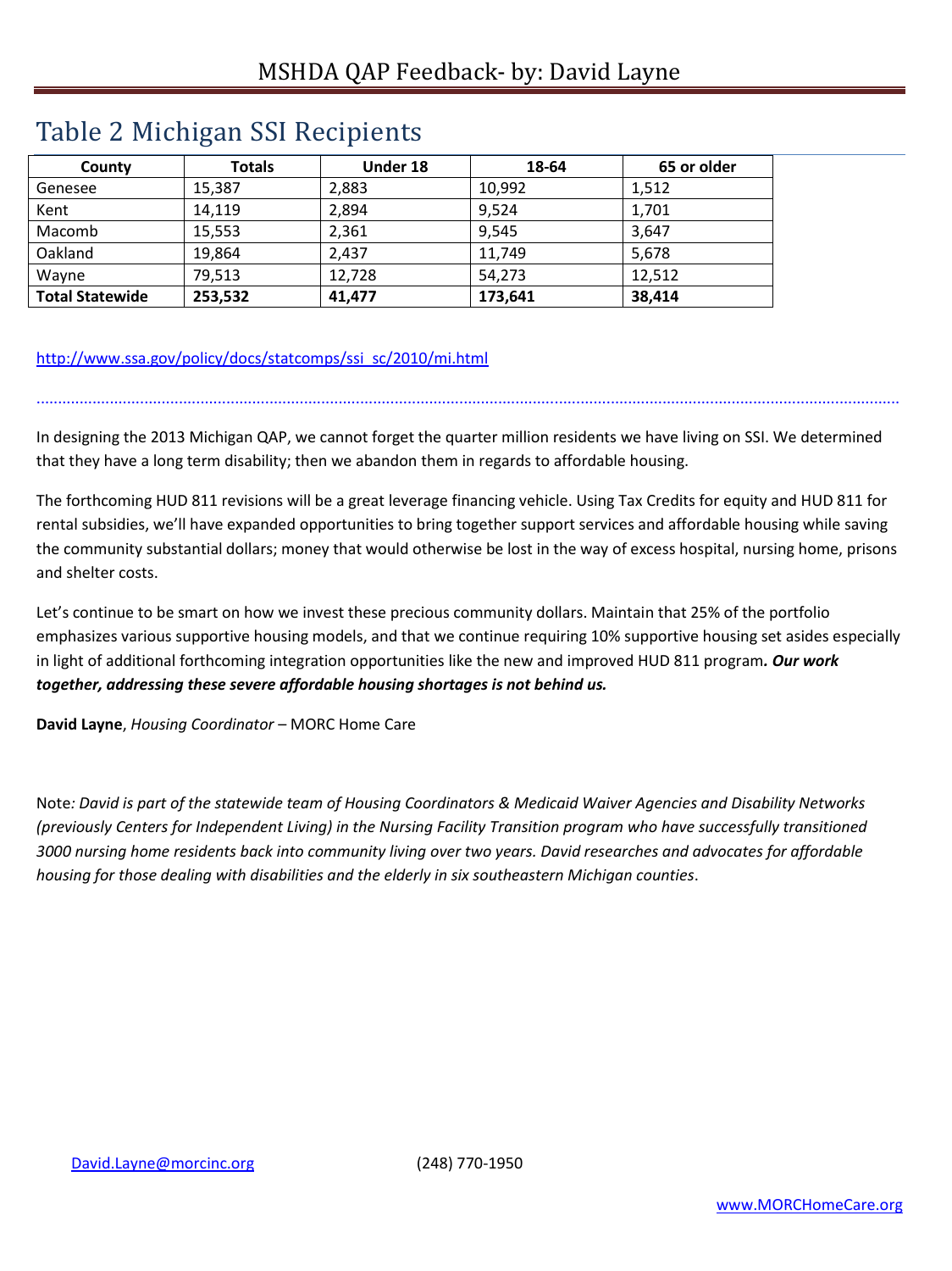## Table 2 Michigan SSI Recipients

| County | Totals | Under 18 | 18-64 | 65 or older |
|---|---|---|---|---|
| Genesee | 15,387 | 2,883 | 10,992 | 1,512 |
| Kent | 14,119 | 2,894 | 9,524 | 1,701 |
| Macomb | 15,553 | 2,361 | 9,545 | 3,647 |
| Oakland | 19,864 | 2,437 | 11,749 | 5,678 |
| Wayne | 79,513 | 12,728 | 54,273 | 12,512 |
| **Total Statewide** | **253,532** | **41,477** | **173,641** | **38,414** |

http://www.ssa.gov/policy/docs/statcomps/ssi_sc/2010/mi.html

---

In designing the 2013 Michigan QAP, we cannot forget the quarter million residents we have living on SSI. We determined that they have a long term disability; then we abandon them in regards to affordable housing.

The forthcoming HUD 811 revisions will be a great leverage financing vehicle. Using Tax Credits for equity and HUD 811 for rental subsidies, we'll have expanded opportunities to bring together support services and affordable housing while saving the community substantial dollars; money that would otherwise be lost in the way of excess hospital, nursing home, prisons and shelter costs.

Let's continue to be smart on how we invest these precious community dollars. Maintain that 25% of the portfolio emphasizes various supportive housing models, and that we continue requiring 10% supportive housing set asides especially in light of additional forthcoming integration opportunities like the new and improved HUD 811 program*. **Our work together, addressing these severe affordable housing shortages is not behind us.***

**David Layne**, *Housing Coordinator* – MORC Home Care

Note*: David is part of the statewide team of Housing Coordinators & Medicaid Waiver Agencies and Disability Networks (previously Centers for Independent Living) in the Nursing Facility Transition program who have successfully transitioned 3000 nursing home residents back into community living over two years. David researches and advocates for affordable housing for those dealing with disabilities and the elderly in six southeastern Michigan counties*.

David.Layne@morcinc.org (248) 770-1950

www.MORCHomeCare.org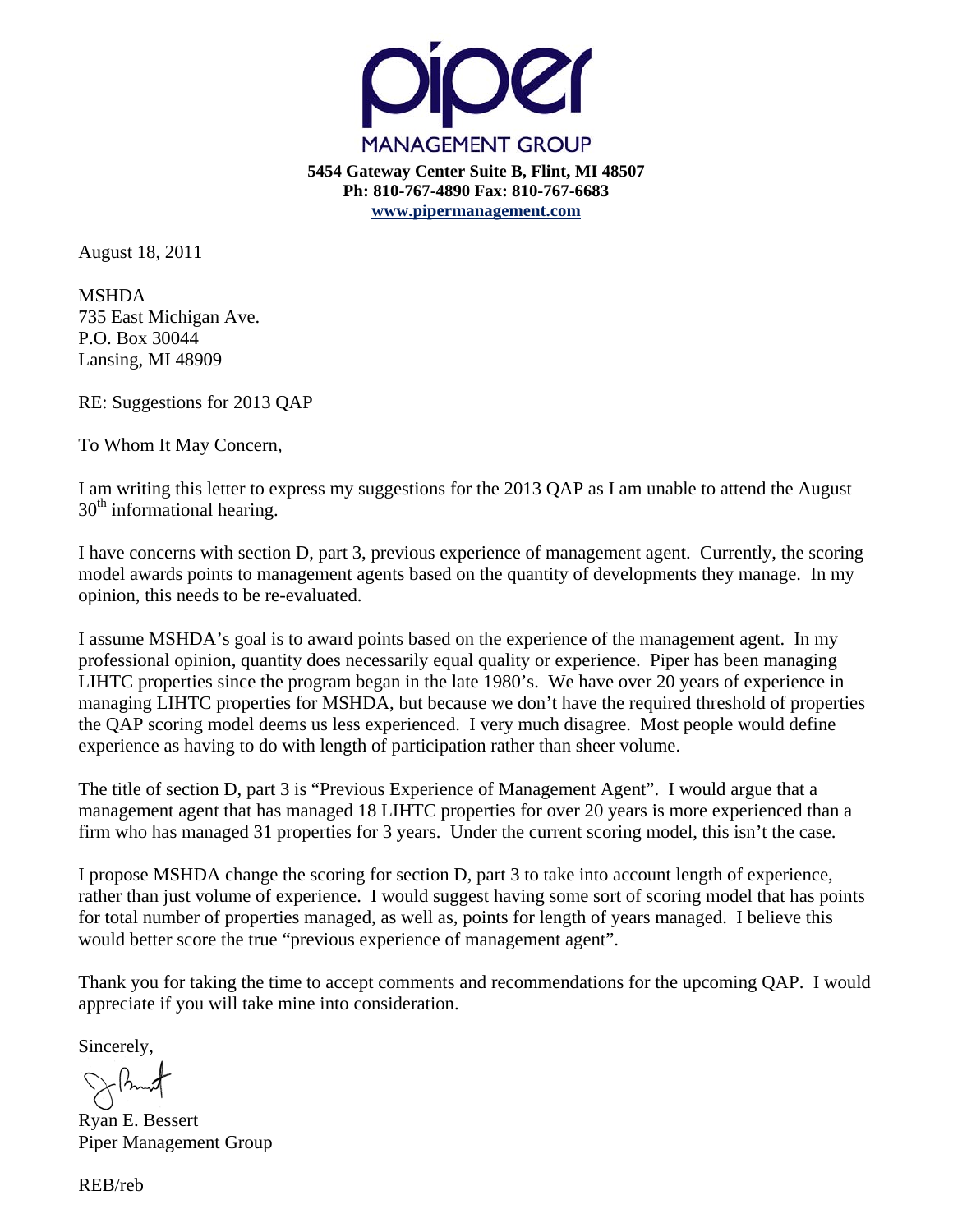**piper**

MANAGEMENT GROUP

**5454 Gateway Center Suite B, Flint, MI 48507**
**Ph: 810-767-4890 Fax: 810-767-6683**
**www.pipermanagement.com**

August 18, 2011

MSHDA
735 East Michigan Ave.
P.O. Box 30044
Lansing, MI 48909

RE: Suggestions for 2013 QAP

To Whom It May Concern,

I am writing this letter to express my suggestions for the 2013 QAP as I am unable to attend the August 30th informational hearing.

I have concerns with section D, part 3, previous experience of management agent. Currently, the scoring model awards points to management agents based on the quantity of developments they manage. In my opinion, this needs to be re-evaluated.

I assume MSHDA's goal is to award points based on the experience of the management agent. In my professional opinion, quantity does necessarily equal quality or experience. Piper has been managing LIHTC properties since the program began in the late 1980's. We have over 20 years of experience in managing LIHTC properties for MSHDA, but because we don't have the required threshold of properties the QAP scoring model deems us less experienced. I very much disagree. Most people would define experience as having to do with length of participation rather than sheer volume.

The title of section D, part 3 is "Previous Experience of Management Agent". I would argue that a management agent that has managed 18 LIHTC properties for over 20 years is more experienced than a firm who has managed 31 properties for 3 years. Under the current scoring model, this isn't the case.

I propose MSHDA change the scoring for section D, part 3 to take into account length of experience, rather than just volume of experience. I would suggest having some sort of scoring model that has points for total number of properties managed, as well as, points for length of years managed. I believe this would better score the true "previous experience of management agent".

Thank you for taking the time to accept comments and recommendations for the upcoming QAP. I would appreciate if you will take mine into consideration.

Sincerely,

Ryan E. Bessert
Piper Management Group

REB/reb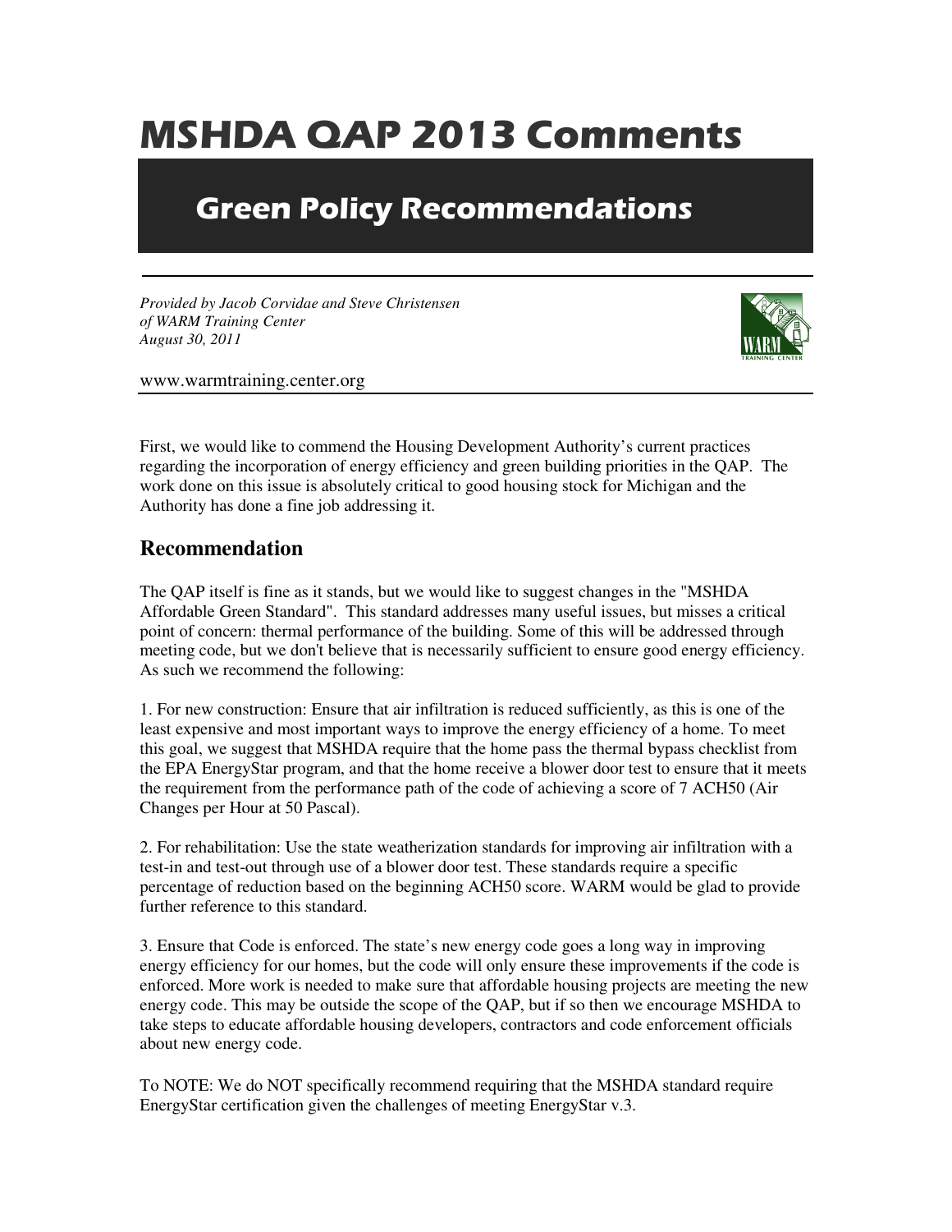# MSHDA QAP 2013 Comments

## Green Policy Recommendations

*Provided by Jacob Corvidae and Steve Christensen*
*of WARM Training Center*
*August 30, 2011*

www.warmtraining.center.org

First, we would like to commend the Housing Development Authority's current practices regarding the incorporation of energy efficiency and green building priorities in the QAP. The work done on this issue is absolutely critical to good housing stock for Michigan and the Authority has done a fine job addressing it.

### Recommendation

The QAP itself is fine as it stands, but we would like to suggest changes in the "MSHDA Affordable Green Standard". This standard addresses many useful issues, but misses a critical point of concern: thermal performance of the building. Some of this will be addressed through meeting code, but we don't believe that is necessarily sufficient to ensure good energy efficiency. As such we recommend the following:

1. For new construction: Ensure that air infiltration is reduced sufficiently, as this is one of the least expensive and most important ways to improve the energy efficiency of a home. To meet this goal, we suggest that MSHDA require that the home pass the thermal bypass checklist from the EPA EnergyStar program, and that the home receive a blower door test to ensure that it meets the requirement from the performance path of the code of achieving a score of 7 ACH50 (Air Changes per Hour at 50 Pascal).

2. For rehabilitation: Use the state weatherization standards for improving air infiltration with a test-in and test-out through use of a blower door test. These standards require a specific percentage of reduction based on the beginning ACH50 score. WARM would be glad to provide further reference to this standard.

3. Ensure that Code is enforced. The state's new energy code goes a long way in improving energy efficiency for our homes, but the code will only ensure these improvements if the code is enforced. More work is needed to make sure that affordable housing projects are meeting the new energy code. This may be outside the scope of the QAP, but if so then we encourage MSHDA to take steps to educate affordable housing developers, contractors and code enforcement officials about new energy code.

To NOTE: We do NOT specifically recommend requiring that the MSHDA standard require EnergyStar certification given the challenges of meeting EnergyStar v.3.